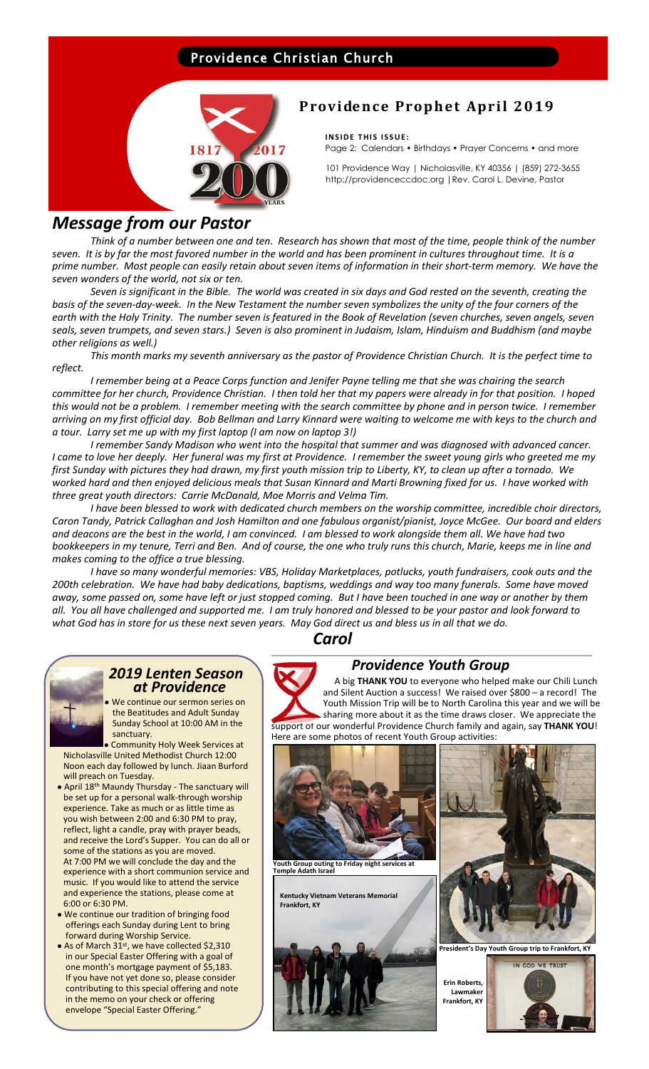Providence Christian Church

# Providence Prophet April 2019

**INSIDE THIS ISSUE:**
Page 2: Calendars • Birthdays • Prayer Concerns • and more

101 Providence Way | Nicholasville, KY 40356 | (859) 272-3655
http://providenceccdoc.org |Rev. Carol L. Devine, Pastor

## *Message from our Pastor*

*Think of a number between one and ten. Research has shown that most of the time, people think of the number seven. It is by far the most favored number in the world and has been prominent in cultures throughout time. It is a prime number. Most people can easily retain about seven items of information in their short-term memory. We have the seven wonders of the world, not six or ten.*

*Seven is significant in the Bible. The world was created in six days and God rested on the seventh, creating the basis of the seven-day-week. In the New Testament the number seven symbolizes the unity of the four corners of the earth with the Holy Trinity. The number seven is featured in the Book of Revelation (seven churches, seven angels, seven seals, seven trumpets, and seven stars.) Seven is also prominent in Judaism, Islam, Hinduism and Buddhism (and maybe other religions as well.)*

*This month marks my seventh anniversary as the pastor of Providence Christian Church. It is the perfect time to reflect.*

*I remember being at a Peace Corps function and Jenifer Payne telling me that she was chairing the search committee for her church, Providence Christian. I then told her that my papers were already in for that position. I hoped this would not be a problem. I remember meeting with the search committee by phone and in person twice. I remember arriving on my first official day. Bob Bellman and Larry Kinnard were waiting to welcome me with keys to the church and a tour. Larry set me up with my first laptop (I am now on laptop 3!)*

*I remember Sandy Madison who went into the hospital that summer and was diagnosed with advanced cancer. I came to love her deeply. Her funeral was my first at Providence. I remember the sweet young girls who greeted me my first Sunday with pictures they had drawn, my first youth mission trip to Liberty, KY, to clean up after a tornado. We worked hard and then enjoyed delicious meals that Susan Kinnard and Marti Browning fixed for us. I have worked with three great youth directors: Carrie McDanald, Moe Morris and Velma Tim.*

*I have been blessed to work with dedicated church members on the worship committee, incredible choir directors, Caron Tandy, Patrick Callaghan and Josh Hamilton and one fabulous organist/pianist, Joyce McGee. Our board and elders and deacons are the best in the world, I am convinced. I am blessed to work alongside them all. We have had two bookkeepers in my tenure, Terri and Ben. And of course, the one who truly runs this church, Marie, keeps me in line and makes coming to the office a true blessing.*

*I have so many wonderful memories: VBS, Holiday Marketplaces, potlucks, youth fundraisers, cook outs and the 200th celebration. We have had baby dedications, baptisms, weddings and way too many funerals. Some have moved away, some passed on, some have left or just stopped coming. But I have been touched in one way or another by them all. You all have challenged and supported me. I am truly honored and blessed to be your pastor and look forward to what God has in store for us these next seven years. May God direct us and bless us in all that we do.*

***Carol***

### *2019 Lenten Season at Providence*

- We continue our sermon series on the Beatitudes and Adult Sunday Sunday School at 10:00 AM in the sanctuary.
- Community Holy Week Services at Nicholasville United Methodist Church 12:00 Noon each day followed by lunch. Jiaan Burford will preach on Tuesday.
- April 18th Maundy Thursday - The sanctuary will be set up for a personal walk-through worship experience. Take as much or as little time as you wish between 2:00 and 6:30 PM to pray, reflect, light a candle, pray with prayer beads, and receive the Lord's Supper. You can do all or some of the stations as you are moved. At 7:00 PM we will conclude the day and the experience with a short communion service and music. If you would like to attend the service and experience the stations, please come at 6:00 or 6:30 PM.
- We continue our tradition of bringing food offerings each Sunday during Lent to bring forward during Worship Service.
- As of March 31st, we have collected $2,310 in our Special Easter Offering with a goal of one month's mortgage payment of $5,183. If you have not yet done so, please consider contributing to this special offering and note in the memo on your check or offering envelope "Special Easter Offering."

### *Providence Youth Group*

A big **THANK YOU** to everyone who helped make our Chili Lunch and Silent Auction a success! We raised over $800 – a record! The Youth Mission Trip will be to North Carolina this year and we will be sharing more about it as the time draws closer. We appreciate the support of our wonderful Providence Church family and again, say **THANK YOU**! Here are some photos of recent Youth Group activities:

**Youth Group outing to Friday night services at Temple Adath Israel**

**Kentucky Vietnam Veterans Memorial Frankfort, KY**

**President's Day Youth Group trip to Frankfort, KY**

**Erin Roberts, Lawmaker Frankfort, KY**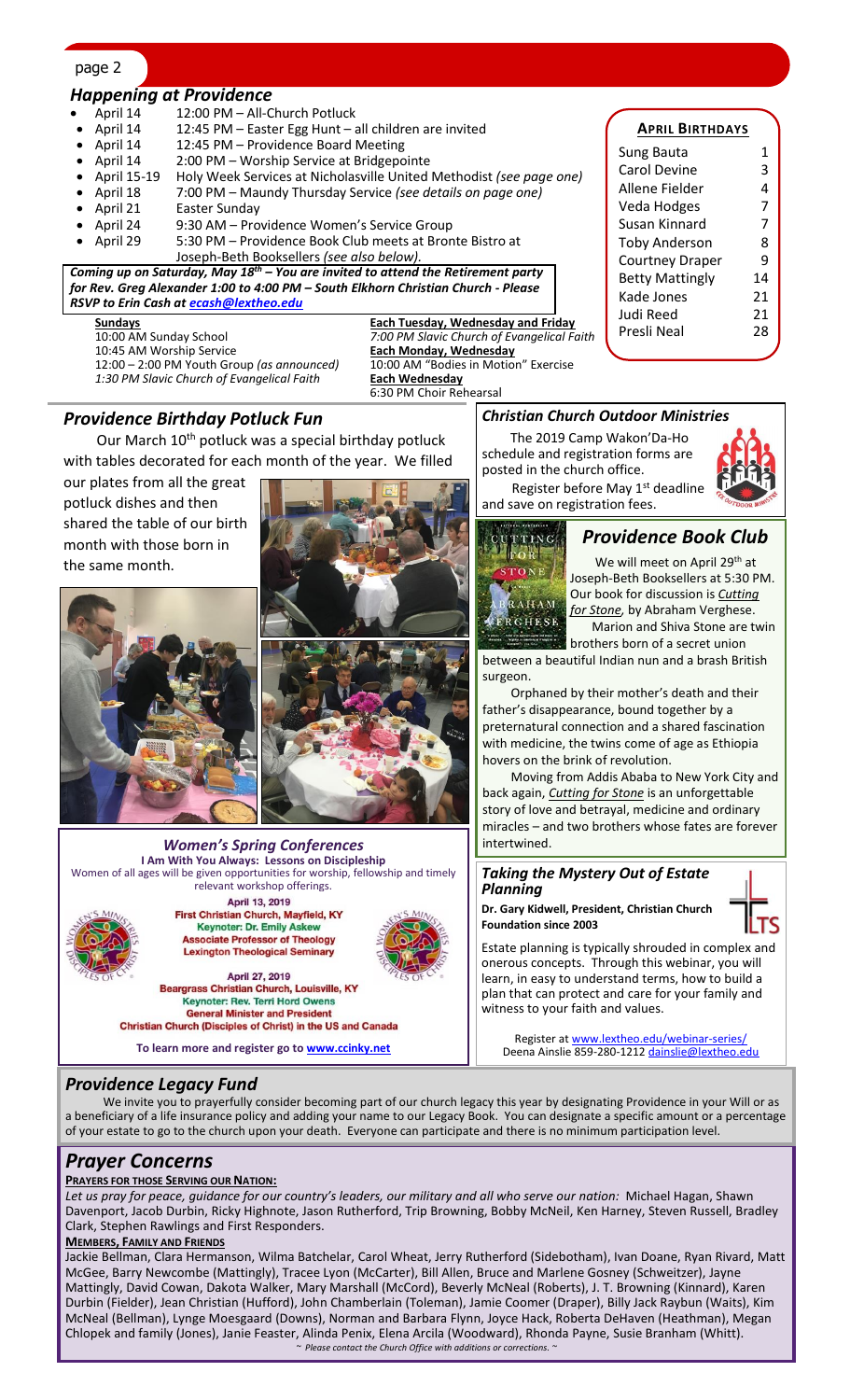## Happening at Providence

- April 14 12:00 PM – All-Church Potluck
- April 14 12:45 PM – Easter Egg Hunt – all children are invited
- April 14 12:45 PM – Providence Board Meeting
- April 14 2:00 PM – Worship Service at Bridgepointe
- April 15-19 Holy Week Services at Nicholasville United Methodist *(see page one)*
- April 18 7:00 PM – Maundy Thursday Service *(see details on page one)*
- April 21 Easter Sunday
- April 24 9:30 AM – Providence Women's Service Group
- April 29 5:30 PM – Providence Book Club meets at Bronte Bistro at Joseph-Beth Booksellers *(see also below).*

***Coming up on Saturday, May 18th – You are invited to attend the Retirement party for Rev. Greg Alexander 1:00 to 4:00 PM – South Elkhorn Christian Church - Please RSVP to Erin Cash at ecash@lextheo.edu***

**Sundays**
10:00 AM Sunday School
10:45 AM Worship Service
12:00 – 2:00 PM Youth Group *(as announced)*
*1:30 PM Slavic Church of Evangelical Faith*

**Each Tuesday, Wednesday and Friday**
*7:00 PM Slavic Church of Evangelical Faith*
**Each Monday, Wednesday**
10:00 AM "Bodies in Motion" Exercise
**Each Wednesday**
6:30 PM Choir Rehearsal

### April Birthdays

| | |
|---|---|
| Sung Bauta | 1 |
| Carol Devine | 3 |
| Allene Fielder | 4 |
| Veda Hodges | 7 |
| Susan Kinnard | 7 |
| Toby Anderson | 8 |
| Courtney Draper | 9 |
| Betty Mattingly | 14 |
| Kade Jones | 21 |
| Judi Reed | 21 |
| Presli Neal | 28 |

## Providence Birthday Potluck Fun

Our March 10th potluck was a special birthday potluck with tables decorated for each month of the year. We filled our plates from all the great potluck dishes and then shared the table of our birth month with those born in the same month.

## Christian Church Outdoor Ministries

The 2019 Camp Wakon'Da-Ho schedule and registration forms are posted in the church office.

Register before May 1st deadline and save on registration fees.

## Providence Book Club

We will meet on April 29th at Joseph-Beth Booksellers at 5:30 PM. Our book for discussion is *Cutting for Stone*, by Abraham Verghese.

Marion and Shiva Stone are twin brothers born of a secret union between a beautiful Indian nun and a brash British surgeon.

Orphaned by their mother's death and their father's disappearance, bound together by a preternatural connection and a shared fascination with medicine, the twins come of age as Ethiopia hovers on the brink of revolution.

Moving from Addis Ababa to New York City and back again, *Cutting for Stone* is an unforgettable story of love and betrayal, medicine and ordinary miracles – and two brothers whose fates are forever intertwined.

## Women's Spring Conferences

**I Am With You Always: Lessons on Discipleship**

Women of all ages will be given opportunities for worship, fellowship and timely relevant workshop offerings.

**April 13, 2019**
**First Christian Church, Mayfield, KY**
**Keynoter: Dr. Emily Askew**
**Associate Professor of Theology**
**Lexington Theological Seminary**

**April 27, 2019**
**Beargrass Christian Church, Louisville, KY**
**Keynoter: Rev. Terri Hord Owens**
**General Minister and President**
**Christian Church (Disciples of Christ) in the US and Canada**

**To learn more and register go to www.ccinky.net**

## Taking the Mystery Out of Estate Planning

**Dr. Gary Kidwell, President, Christian Church Foundation since 2003**

Estate planning is typically shrouded in complex and onerous concepts. Through this webinar, you will learn, in easy to understand terms, how to build a plan that can protect and care for your family and witness to your faith and values.

Register at www.lextheo.edu/webinar-series/
Deena Ainslie 859-280-1212 dainslie@lextheo.edu

## Providence Legacy Fund

We invite you to prayerfully consider becoming part of our church legacy this year by designating Providence in your Will or as a beneficiary of a life insurance policy and adding your name to our Legacy Book. You can designate a specific amount or a percentage of your estate to go to the church upon your death. Everyone can participate and there is no minimum participation level.

## Prayer Concerns

**PRAYERS FOR THOSE SERVING OUR NATION:**

*Let us pray for peace, guidance for our country's leaders, our military and all who serve our nation:* Michael Hagan, Shawn Davenport, Jacob Durbin, Ricky Highnote, Jason Rutherford, Trip Browning, Bobby McNeil, Ken Harney, Steven Russell, Bradley Clark, Stephen Rawlings and First Responders.

**MEMBERS, FAMILY AND FRIENDS**

Jackie Bellman, Clara Hermanson, Wilma Batchelar, Carol Wheat, Jerry Rutherford (Sidebotham), Ivan Doane, Ryan Rivard, Matt McGee, Barry Newcombe (Mattingly), Tracee Lyon (McCarter), Bill Allen, Bruce and Marlene Gosney (Schweitzer), Jayne Mattingly, David Cowan, Dakota Walker, Mary Marshall (McCord), Beverly McNeal (Roberts), J. T. Browning (Kinnard), Karen Durbin (Fielder), Jean Christian (Hufford), John Chamberlain (Toleman), Jamie Coomer (Draper), Billy Jack Raybun (Waits), Kim McNeal (Bellman), Lynge Moesgaard (Downs), Norman and Barbara Flynn, Joyce Hack, Roberta DeHaven (Heathman), Megan Chlopek and family (Jones), Janie Feaster, Alinda Penix, Elena Arcila (Woodward), Rhonda Payne, Susie Branham (Whitt).

*~ Please contact the Church Office with additions or corrections. ~*